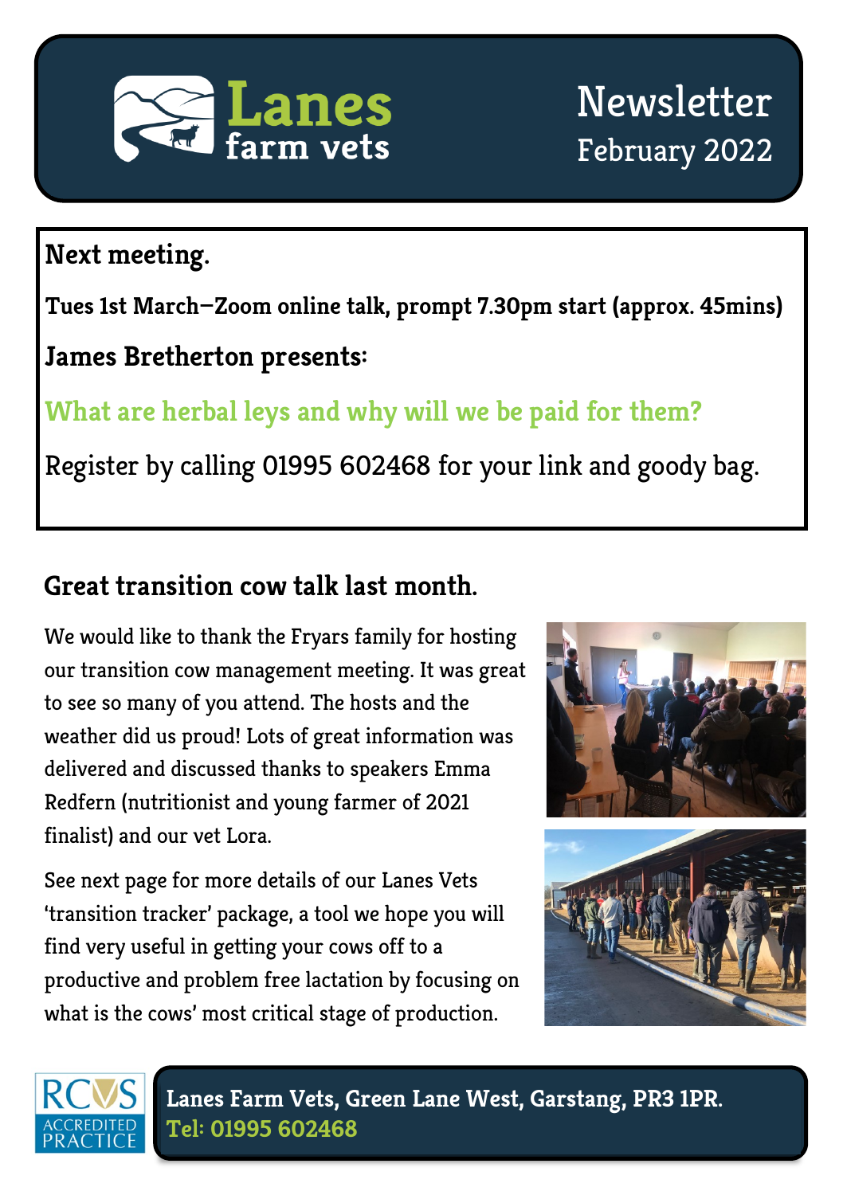# Lanes farm vets

## Newsletter
February 2022

## Next meeting.

**Tues 1st March—Zoom online talk, prompt 7.30pm start (approx. 45mins)**

**James Bretherton presents:**

**What are herbal leys and why will we be paid for them?**

Register by calling 01995 602468 for your link and goody bag.

## Great transition cow talk last month.

We would like to thank the Fryars family for hosting our transition cow management meeting. It was great to see so many of you attend. The hosts and the weather did us proud! Lots of great information was delivered and discussed thanks to speakers Emma Redfern (nutritionist and young farmer of 2021 finalist) and our vet Lora.

See next page for more details of our Lanes Vets 'transition tracker' package, a tool we hope you will find very useful in getting your cows off to a productive and problem free lactation by focusing on what is the cows' most critical stage of production.

RCVS ACCREDITED PRACTICE

**Lanes Farm Vets, Green Lane West, Garstang, PR3 1PR.**
**Tel: 01995 602468**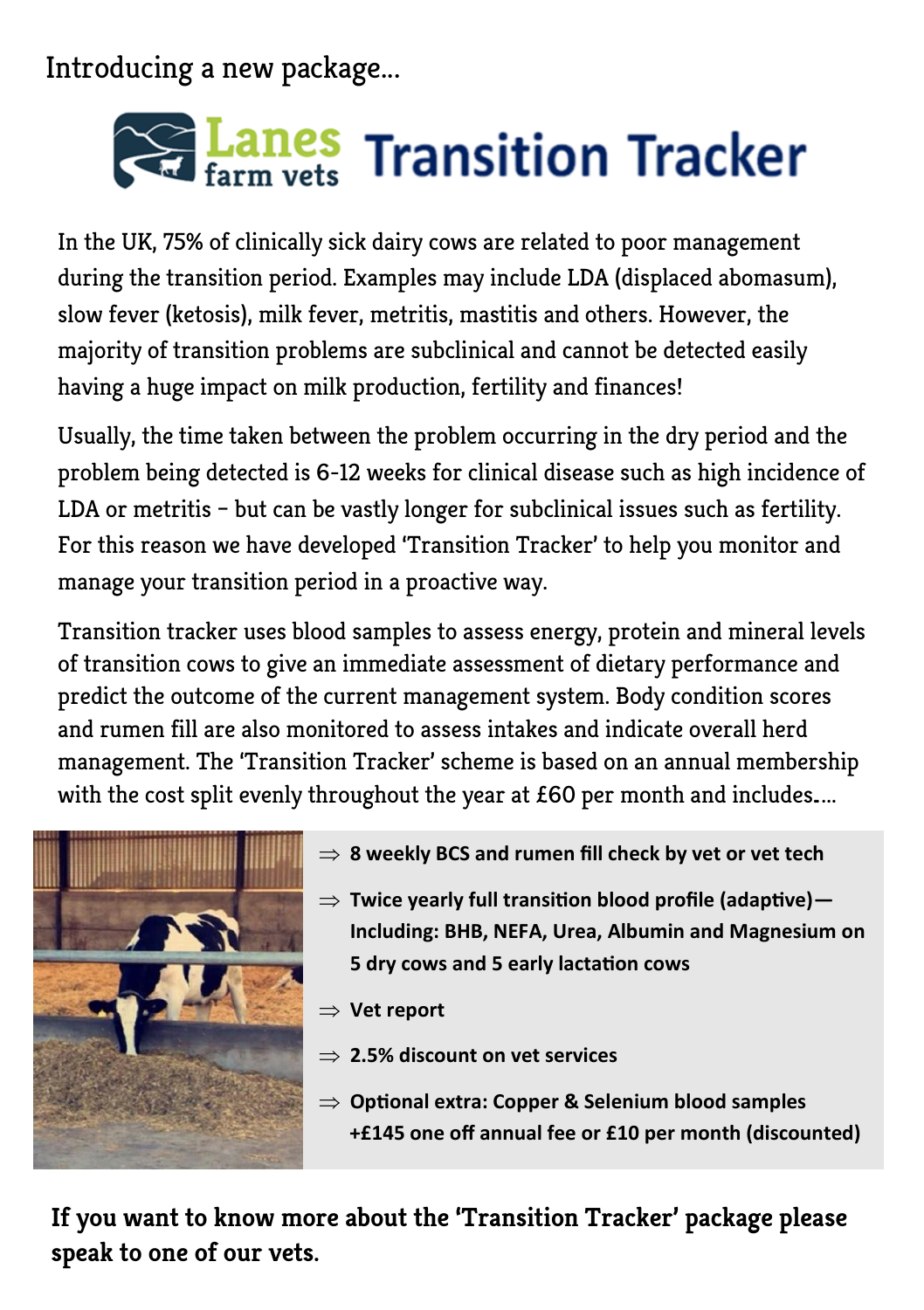Introducing a new package...

# Lanes farm vets Transition Tracker

In the UK, 75% of clinically sick dairy cows are related to poor management during the transition period. Examples may include LDA (displaced abomasum), slow fever (ketosis), milk fever, metritis, mastitis and others. However, the majority of transition problems are subclinical and cannot be detected easily having a huge impact on milk production, fertility and finances!

Usually, the time taken between the problem occurring in the dry period and the problem being detected is 6-12 weeks for clinical disease such as high incidence of LDA or metritis – but can be vastly longer for subclinical issues such as fertility. For this reason we have developed 'Transition Tracker' to help you monitor and manage your transition period in a proactive way.

Transition tracker uses blood samples to assess energy, protein and mineral levels of transition cows to give an immediate assessment of dietary performance and predict the outcome of the current management system. Body condition scores and rumen fill are also monitored to assess intakes and indicate overall herd management. The 'Transition Tracker' scheme is based on an annual membership with the cost split evenly throughout the year at £60 per month and includes....

- ⇒ **8 weekly BCS and rumen fill check by vet or vet tech**
- ⇒ **Twice yearly full transition blood profile (adaptive)—Including: BHB, NEFA, Urea, Albumin and Magnesium on 5 dry cows and 5 early lactation cows**
- ⇒ **Vet report**
- ⇒ **2.5% discount on vet services**
- ⇒ **Optional extra: Copper & Selenium blood samples +£145 one off annual fee or £10 per month (discounted)**

**If you want to know more about the 'Transition Tracker' package please speak to one of our vets.**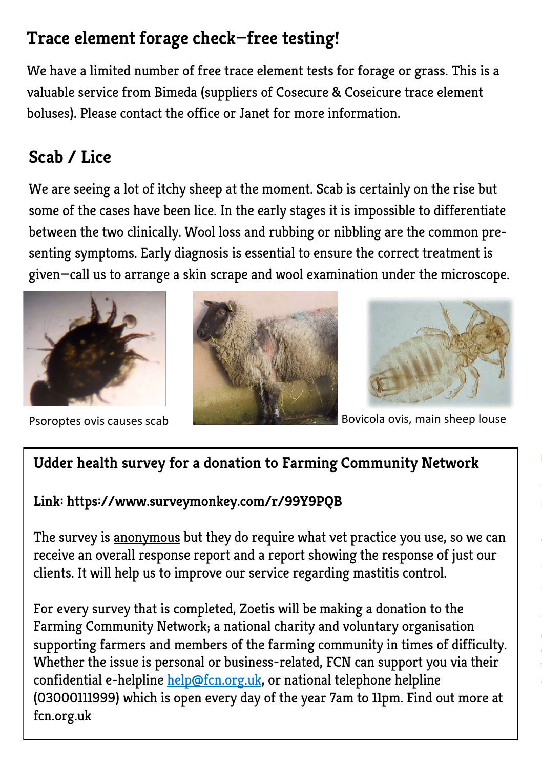## Trace element forage check—free testing!

We have a limited number of free trace element tests for forage or grass. This is a valuable service from Bimeda (suppliers of Cosecure & Coseicure trace element boluses). Please contact the office or Janet for more information.

## Scab / Lice

We are seeing a lot of itchy sheep at the moment. Scab is certainly on the rise but some of the cases have been lice. In the early stages it is impossible to differentiate between the two clinically. Wool loss and rubbing or nibbling are the common presenting symptoms. Early diagnosis is essential to ensure the correct treatment is given—call us to arrange a skin scrape and wool examination under the microscope.

Psoroptes ovis causes scab

Bovicola ovis, main sheep louse

### Udder health survey for a donation to Farming Community Network

**Link: https://www.surveymonkey.com/r/99Y9PQB**

The survey is anonymous but they do require what vet practice you use, so we can receive an overall response report and a report showing the response of just our clients. It will help us to improve our service regarding mastitis control.

For every survey that is completed, Zoetis will be making a donation to the Farming Community Network; a national charity and voluntary organisation supporting farmers and members of the farming community in times of difficulty. Whether the issue is personal or business-related, FCN can support you via their confidential e-helpline help@fcn.org.uk, or national telephone helpline (03000111999) which is open every day of the year 7am to 11pm. Find out more at fcn.org.uk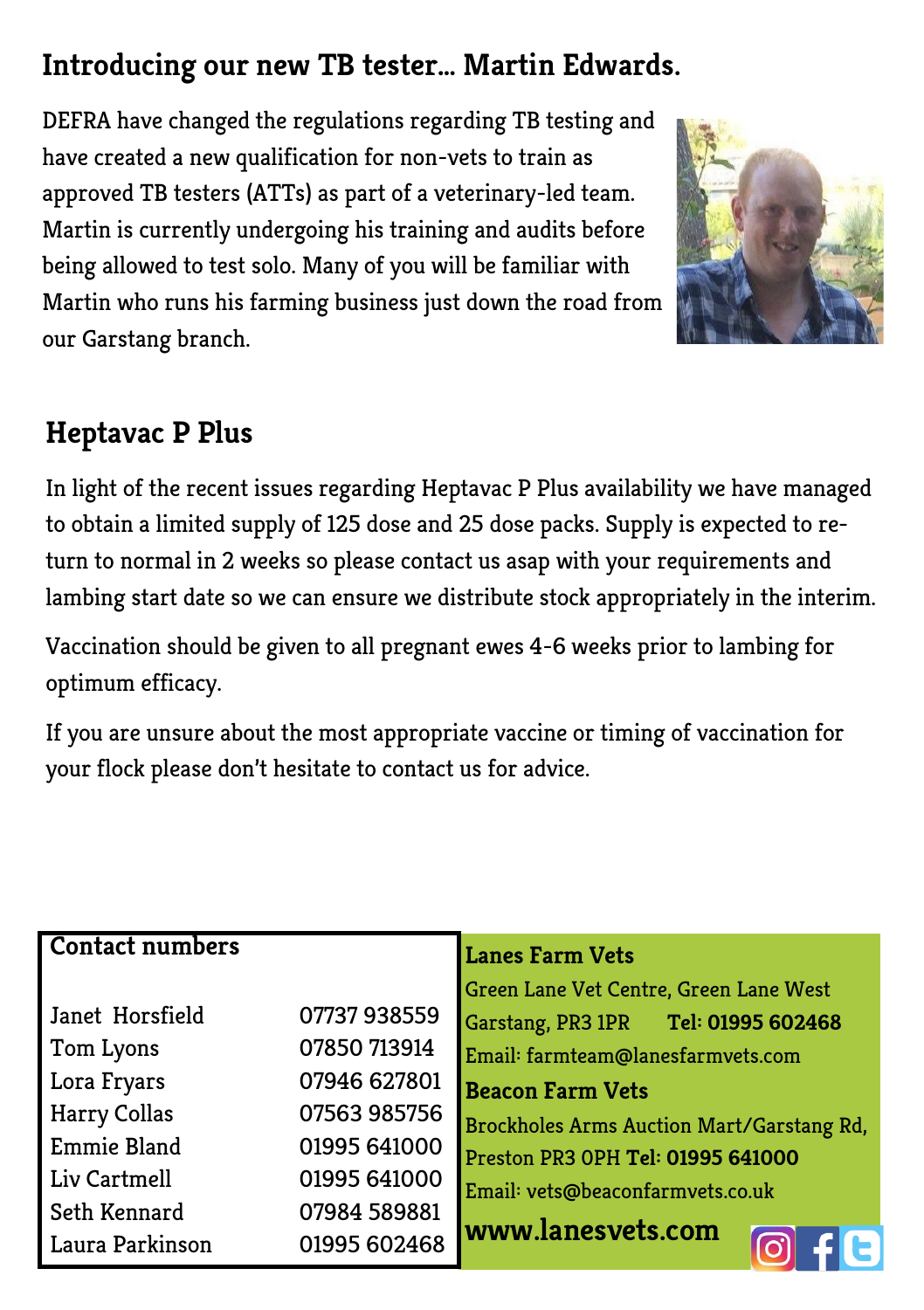## Introducing our new TB tester... Martin Edwards.

DEFRA have changed the regulations regarding TB testing and have created a new qualification for non-vets to train as approved TB testers (ATTs) as part of a veterinary-led team. Martin is currently undergoing his training and audits before being allowed to test solo. Many of you will be familiar with Martin who runs his farming business just down the road from our Garstang branch.

## Heptavac P Plus

In light of the recent issues regarding Heptavac P Plus availability we have managed to obtain a limited supply of 125 dose and 25 dose packs. Supply is expected to return to normal in 2 weeks so please contact us asap with your requirements and lambing start date so we can ensure we distribute stock appropriately in the interim.

Vaccination should be given to all pregnant ewes 4-6 weeks prior to lambing for optimum efficacy.

If you are unsure about the most appropriate vaccine or timing of vaccination for your flock please don't hesitate to contact us for advice.

**Contact numbers**

| | |
|---|---|
| Janet Horsfield | 07737 938559 |
| Tom Lyons | 07850 713914 |
| Lora Fryars | 07946 627801 |
| Harry Collas | 07563 985756 |
| Emmie Bland | 01995 641000 |
| Liv Cartmell | 01995 641000 |
| Seth Kennard | 07984 589881 |
| Laura Parkinson | 01995 602468 |

**Lanes Farm Vets**
Green Lane Vet Centre, Green Lane West
Garstang, PR3 1PR **Tel: 01995 602468**
Email: farmteam@lanesfarmvets.com

**Beacon Farm Vets**
Brockholes Arms Auction Mart/Garstang Rd,
Preston PR3 0PH **Tel: 01995 641000**
Email: vets@beaconfarmvets.co.uk

**www.lanesvets.com**